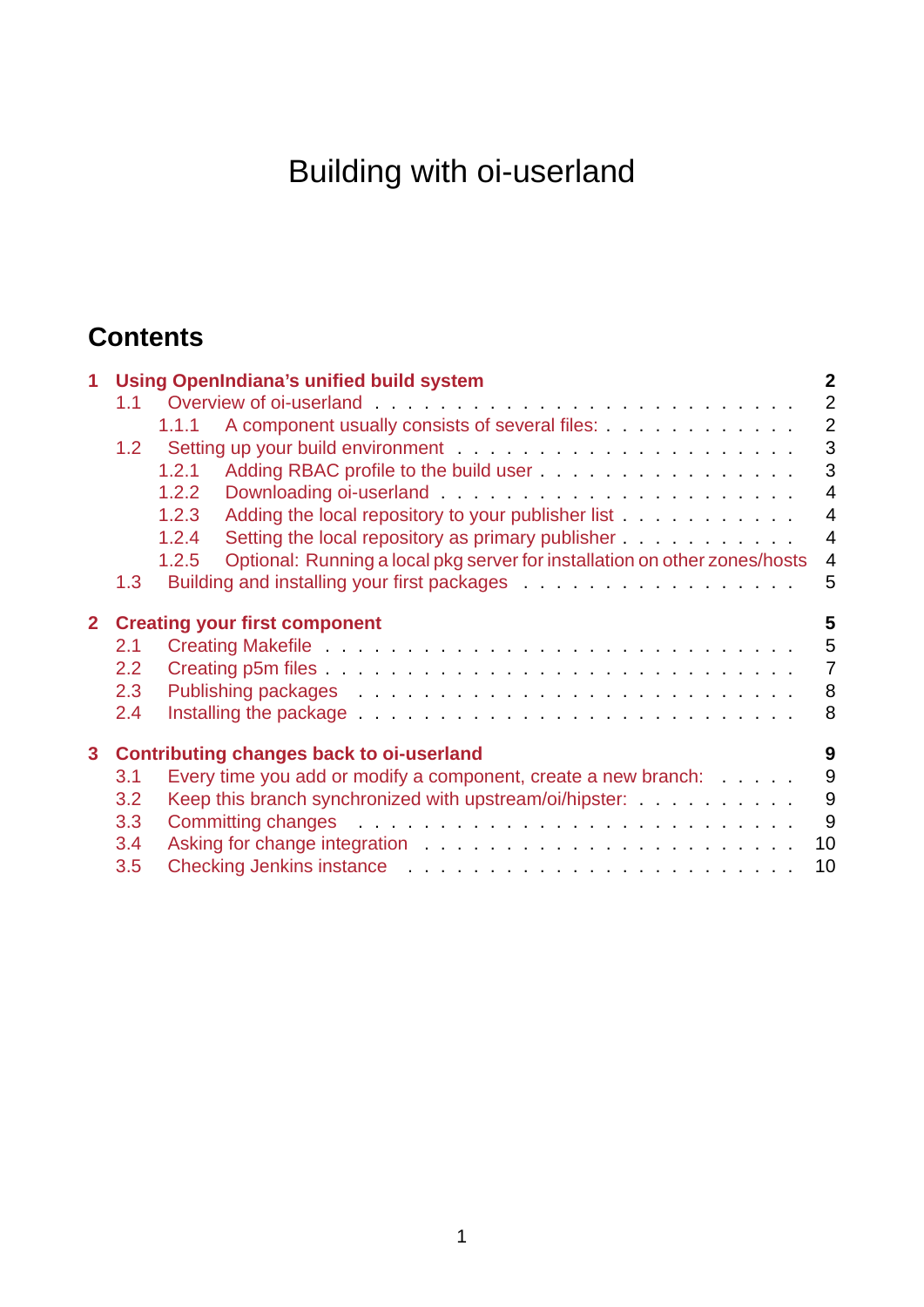# Building with oi-userland

## Contents

**1 Using OpenIndiana's unified build system — 2**

- 1.1 Overview of oi-userland — 2
  - 1.1.1 A component usually consists of several files: — 2
- 1.2 Setting up your build environment — 3
  - 1.2.1 Adding RBAC profile to the build user — 3
  - 1.2.2 Downloading oi-userland — 4
  - 1.2.3 Adding the local repository to your publisher list — 4
  - 1.2.4 Setting the local repository as primary publisher — 4
  - 1.2.5 Optional: Running a local pkg server for installation on other zones/hosts — 4
- 1.3 Building and installing your first packages — 5

**2 Creating your first component — 5**

- 2.1 Creating Makefile — 5
- 2.2 Creating p5m files — 7
- 2.3 Publishing packages — 8
- 2.4 Installing the package — 8

**3 Contributing changes back to oi-userland — 9**

- 3.1 Every time you add or modify a component, create a new branch: — 9
- 3.2 Keep this branch synchronized with upstream/oi/hipster: — 9
- 3.3 Committing changes — 9
- 3.4 Asking for change integration — 10
- 3.5 Checking Jenkins instance — 10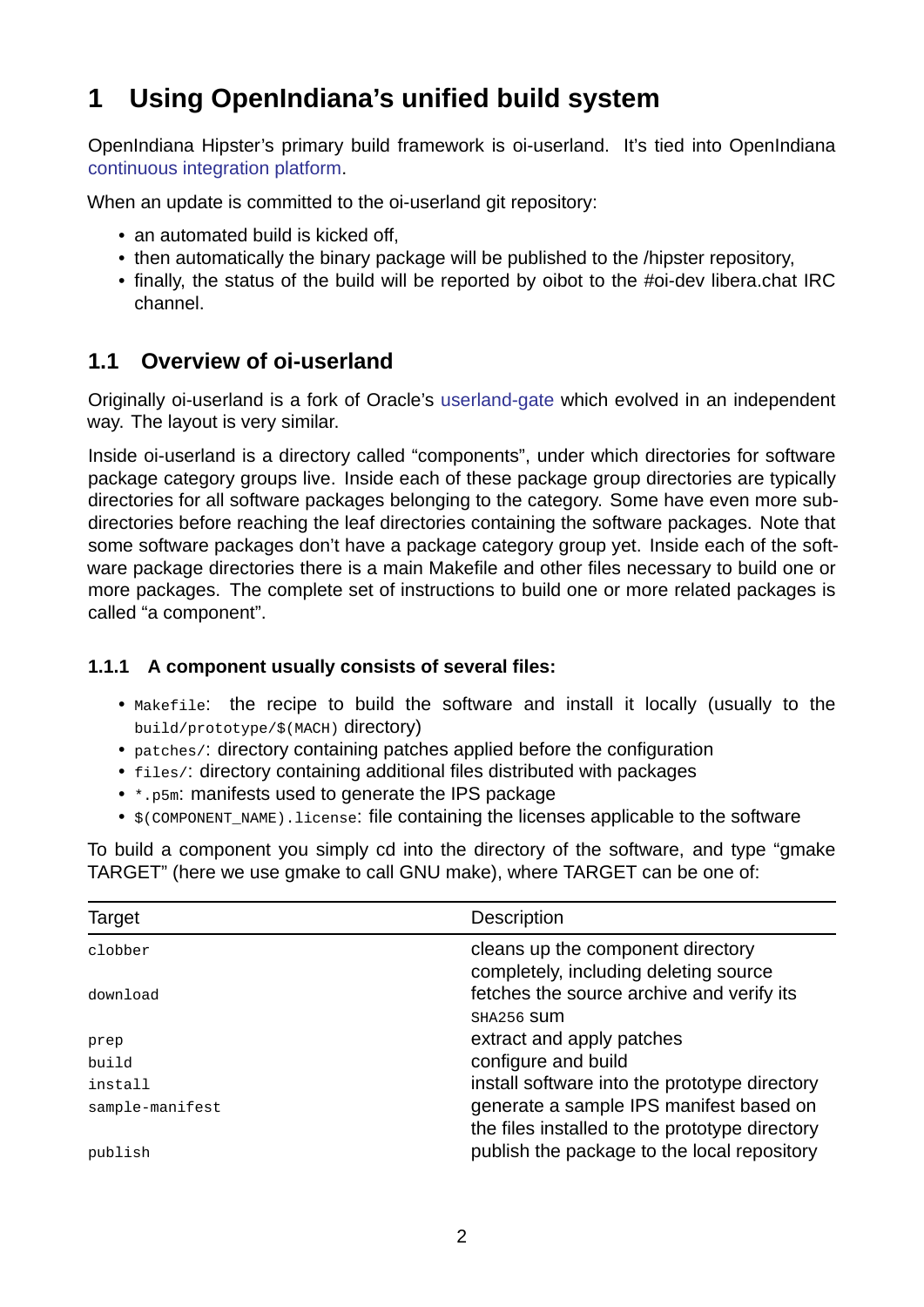# 1 Using OpenIndiana's unified build system

OpenIndiana Hipster's primary build framework is oi-userland. It's tied into OpenIndiana continuous integration platform.

When an update is committed to the oi-userland git repository:

- an automated build is kicked off,
- then automatically the binary package will be published to the /hipster repository,
- finally, the status of the build will be reported by oibot to the #oi-dev libera.chat IRC channel.

## 1.1 Overview of oi-userland

Originally oi-userland is a fork of Oracle's userland-gate which evolved in an independent way. The layout is very similar.

Inside oi-userland is a directory called "components", under which directories for software package category groups live. Inside each of these package group directories are typically directories for all software packages belonging to the category. Some have even more sub-directories before reaching the leaf directories containing the software packages. Note that some software packages don't have a package category group yet. Inside each of the software package directories there is a main Makefile and other files necessary to build one or more packages. The complete set of instructions to build one or more related packages is called "a component".

### 1.1.1 A component usually consists of several files:

- `Makefile`: the recipe to build the software and install it locally (usually to the `build/prototype/$(MACH)` directory)
- `patches/`: directory containing patches applied before the configuration
- `files/`: directory containing additional files distributed with packages
- `*.p5m`: manifests used to generate the IPS package
- `$(COMPONENT_NAME).license`: file containing the licenses applicable to the software

To build a component you simply cd into the directory of the software, and type "gmake TARGET" (here we use gmake to call GNU make), where TARGET can be one of:

| Target | Description |
|---|---|
| `clobber` | cleans up the component directory completely, including deleting source |
| `download` | fetches the source archive and verify its `SHA256` sum |
| `prep` | extract and apply patches |
| `build` | configure and build |
| `install` | install software into the prototype directory |
| `sample-manifest` | generate a sample IPS manifest based on the files installed to the prototype directory |
| `publish` | publish the package to the local repository |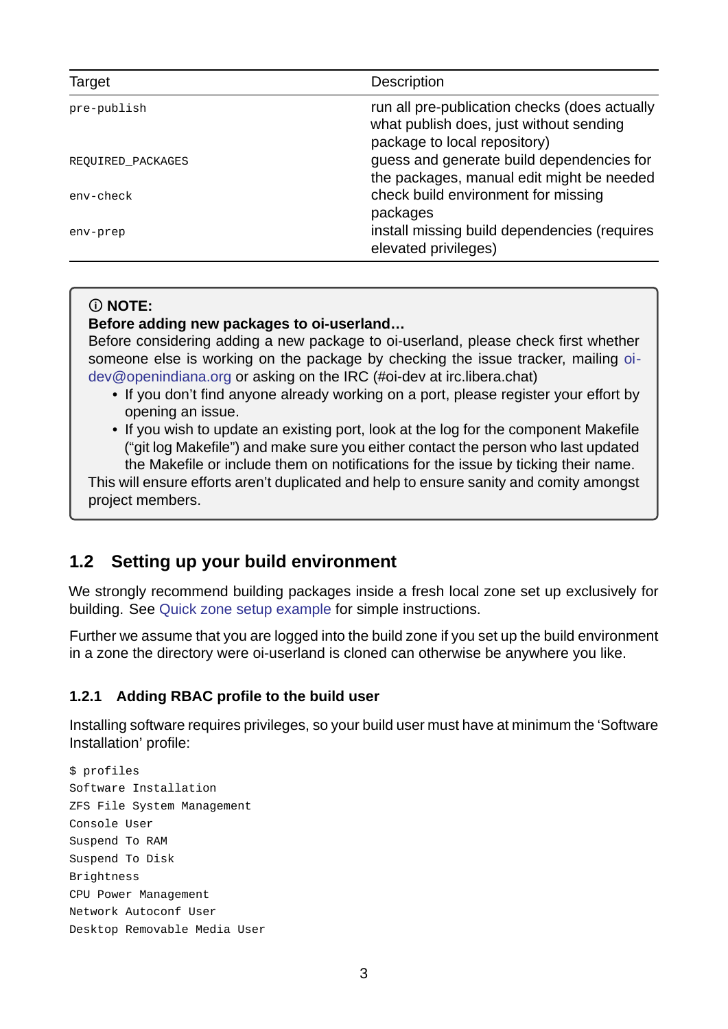| Target | Description |
| --- | --- |
| `pre-publish` | run all pre-publication checks (does actually what publish does, just without sending package to local repository) |
| `REQUIRED_PACKAGES` | guess and generate build dependencies for the packages, manual edit might be needed |
| `env-check` | check build environment for missing packages |
| `env-prep` | install missing build dependencies (requires elevated privileges) |

> ⓘ **NOTE:**
> **Before adding new packages to oi-userland…**
> Before considering adding a new package to oi-userland, please check first whether someone else is working on the package by checking the issue tracker, mailing oi-dev@openindiana.org or asking on the IRC (#oi-dev at irc.libera.chat)
>
> - If you don't find anyone already working on a port, please register your effort by opening an issue.
> - If you wish to update an existing port, look at the log for the component Makefile ("git log Makefile") and make sure you either contact the person who last updated the Makefile or include them on notifications for the issue by ticking their name.
>
> This will ensure efforts aren't duplicated and help to ensure sanity and comity amongst project members.

## 1.2 Setting up your build environment

We strongly recommend building packages inside a fresh local zone set up exclusively for building. See Quick zone setup example for simple instructions.

Further we assume that you are logged into the build zone if you set up the build environment in a zone the directory were oi-userland is cloned can otherwise be anywhere you like.

### 1.2.1 Adding RBAC profile to the build user

Installing software requires privileges, so your build user must have at minimum the 'Software Installation' profile:

```
$ profiles
Software Installation
ZFS File System Management
Console User
Suspend To RAM
Suspend To Disk
Brightness
CPU Power Management
Network Autoconf User
Desktop Removable Media User
```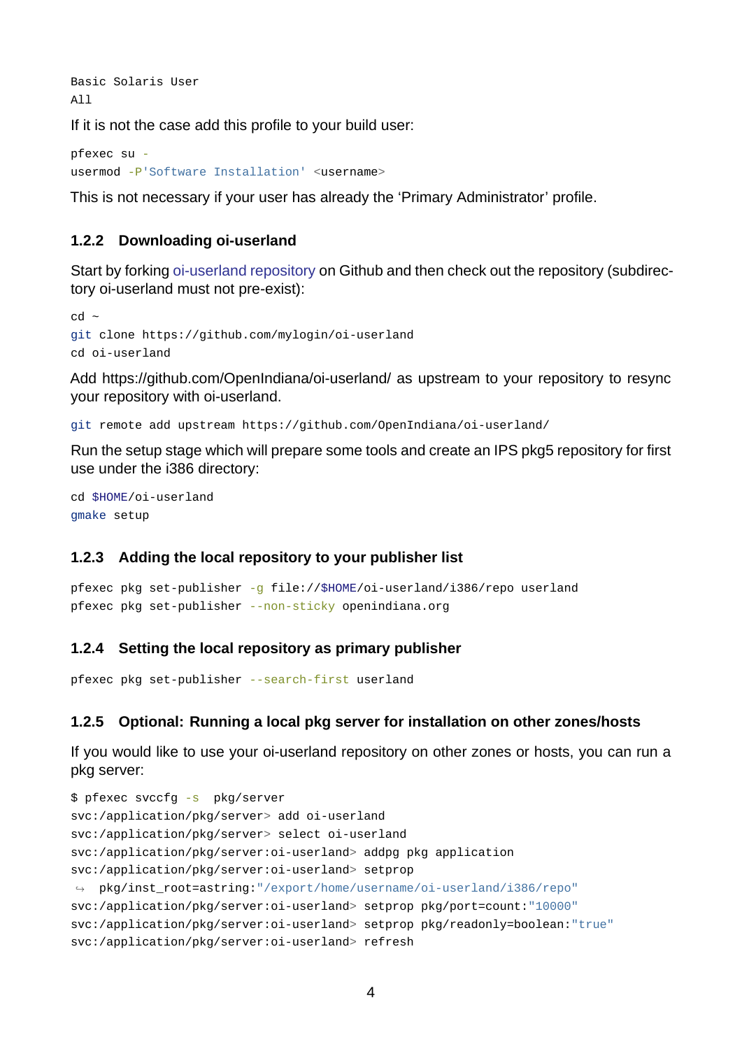```
Basic Solaris User
All
```

If it is not the case add this profile to your build user:

```
pfexec su -
usermod -P'Software Installation' <username>
```

This is not necessary if your user has already the 'Primary Administrator' profile.

### 1.2.2 Downloading oi-userland

Start by forking oi-userland repository on Github and then check out the repository (subdirectory oi-userland must not pre-exist):

```
cd ~
git clone https://github.com/mylogin/oi-userland
cd oi-userland
```

Add https://github.com/OpenIndiana/oi-userland/ as upstream to your repository to resync your repository with oi-userland.

```
git remote add upstream https://github.com/OpenIndiana/oi-userland/
```

Run the setup stage which will prepare some tools and create an IPS pkg5 repository for first use under the i386 directory:

```
cd $HOME/oi-userland
gmake setup
```

### 1.2.3 Adding the local repository to your publisher list

```
pfexec pkg set-publisher -g file://$HOME/oi-userland/i386/repo userland
pfexec pkg set-publisher --non-sticky openindiana.org
```

### 1.2.4 Setting the local repository as primary publisher

```
pfexec pkg set-publisher --search-first userland
```

### 1.2.5 Optional: Running a local pkg server for installation on other zones/hosts

If you would like to use your oi-userland repository on other zones or hosts, you can run a pkg server:

```
$ pfexec svccfg -s  pkg/server
svc:/application/pkg/server> add oi-userland
svc:/application/pkg/server> select oi-userland
svc:/application/pkg/server:oi-userland> addpg pkg application
svc:/application/pkg/server:oi-userland> setprop
 ↪  pkg/inst_root=astring:"/export/home/username/oi-userland/i386/repo"
svc:/application/pkg/server:oi-userland> setprop pkg/port=count:"10000"
svc:/application/pkg/server:oi-userland> setprop pkg/readonly=boolean:"true"
svc:/application/pkg/server:oi-userland> refresh
```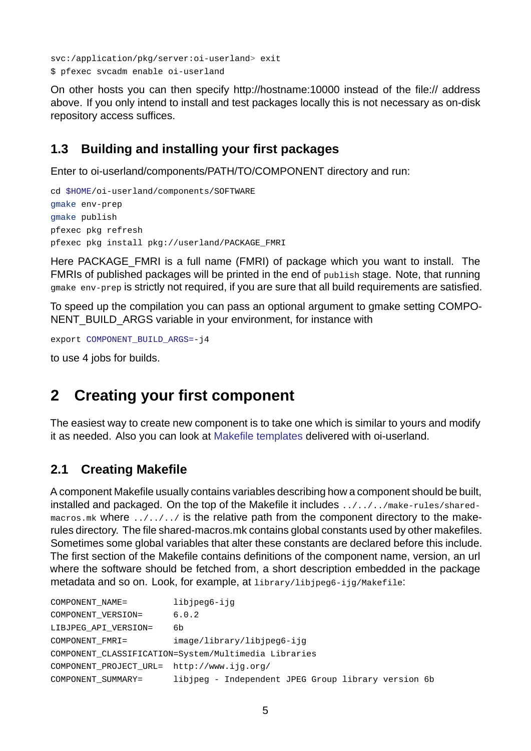```
svc:/application/pkg/server:oi-userland> exit
$ pfexec svcadm enable oi-userland
```

On other hosts you can then specify http://hostname:10000 instead of the file:// address above. If you only intend to install and test packages locally this is not necessary as on-disk repository access suffices.

### 1.3 Building and installing your first packages

Enter to oi-userland/components/PATH/TO/COMPONENT directory and run:

```
cd $HOME/oi-userland/components/SOFTWARE
gmake env-prep
gmake publish
pfexec pkg refresh
pfexec pkg install pkg://userland/PACKAGE_FMRI
```

Here PACKAGE_FMRI is a full name (FMRI) of package which you want to install. The FMRIs of published packages will be printed in the end of `publish` stage. Note, that running `gmake env-prep` is strictly not required, if you are sure that all build requirements are satisfied.

To speed up the compilation you can pass an optional argument to gmake setting COMPONENT_BUILD_ARGS variable in your environment, for instance with

```
export COMPONENT_BUILD_ARGS=-j4
```

to use 4 jobs for builds.

## 2 Creating your first component

The easiest way to create new component is to take one which is similar to yours and modify it as needed. Also you can look at Makefile templates delivered with oi-userland.

### 2.1 Creating Makefile

A component Makefile usually contains variables describing how a component should be built, installed and packaged. On the top of the Makefile it includes `../../../make-rules/shared-macros.mk` where `../../../` is the relative path from the component directory to the make-rules directory. The file shared-macros.mk contains global constants used by other makefiles. Sometimes some global variables that alter these constants are declared before this include. The first section of the Makefile contains definitions of the component name, version, an url where the software should be fetched from, a short description embedded in the package metadata and so on. Look, for example, at `library/libjpeg6-ijg/Makefile`:

```
COMPONENT_NAME=         libjpeg6-ijg
COMPONENT_VERSION=      6.0.2
LIBJPEG_API_VERSION=    6b
COMPONENT_FMRI=         image/library/libjpeg6-ijg
COMPONENT_CLASSIFICATION=System/Multimedia Libraries
COMPONENT_PROJECT_URL=  http://www.ijg.org/
COMPONENT_SUMMARY=      libjpeg - Independent JPEG Group library version 6b
```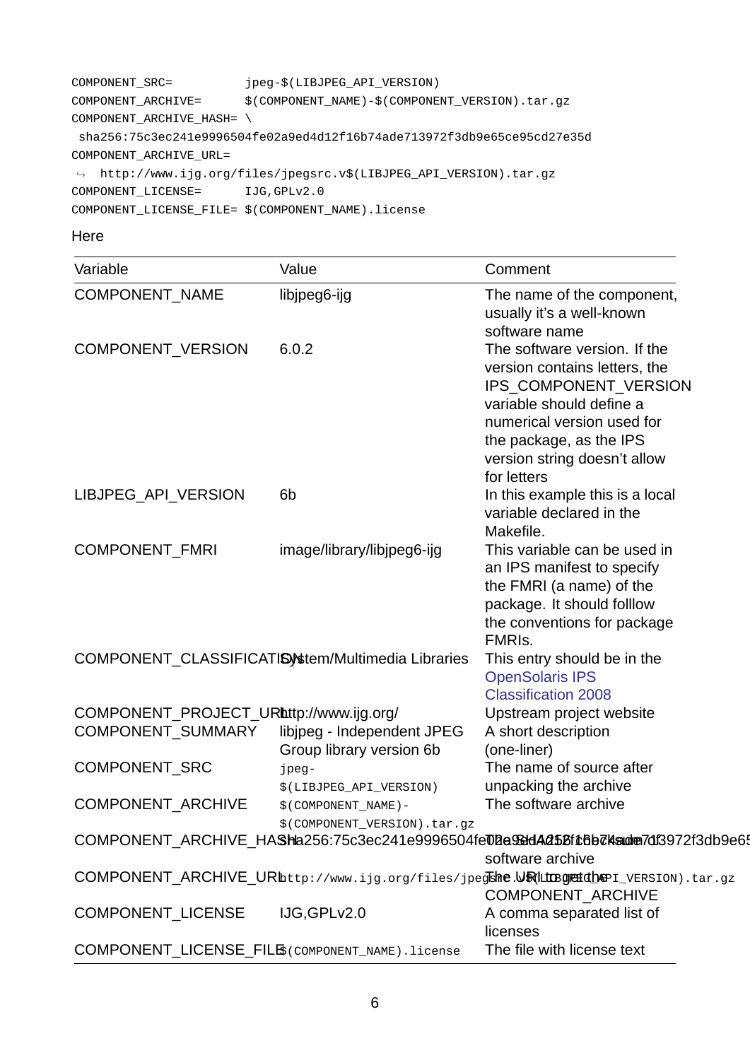```
COMPONENT_SRC=          jpeg-$(LIBJPEG_API_VERSION)
COMPONENT_ARCHIVE=      $(COMPONENT_NAME)-$(COMPONENT_VERSION).tar.gz
COMPONENT_ARCHIVE_HASH= \
 sha256:75c3ec241e9996504fe02a9ed4d12f16b74ade713972f3db9e65ce95cd27e35d
COMPONENT_ARCHIVE_URL=
↪  http://www.ijg.org/files/jpegsrc.v$(LIBJPEG_API_VERSION).tar.gz
COMPONENT_LICENSE=      IJG,GPLv2.0
COMPONENT_LICENSE_FILE= $(COMPONENT_NAME).license
```

Here

| Variable | Value | Comment |
| --- | --- | --- |
| COMPONENT_NAME | libjpeg6-ijg | The name of the component, usually it's a well-known software name |
| COMPONENT_VERSION | 6.0.2 | The software version. If the version contains letters, the IPS_COMPONENT_VERSION variable should define a numerical version used for the package, as the IPS version string doesn't allow for letters |
| LIBJPEG_API_VERSION | 6b | In this example this is a local variable declared in the Makefile. |
| COMPONENT_FMRI | image/library/libjpeg6-ijg | This variable can be used in an IPS manifest to specify the FMRI (a name) of the package. It should folllow the conventions for package FMRIs. |
| COMPONENT_CLASSIFICATION | System/Multimedia Libraries | This entry should be in the OpenSolaris IPS Classification 2008 |
| COMPONENT_PROJECT_URL | http://www.ijg.org/ | Upstream project website |
| COMPONENT_SUMMARY | libjpeg - Independent JPEG Group library version 6b | A short description (one-liner) |
| COMPONENT_SRC | `jpeg-$(LIBJPEG_API_VERSION)` | The name of source after unpacking the archive |
| COMPONENT_ARCHIVE | `$(COMPONENT_NAME)-$(COMPONENT_VERSION).tar.gz` | The software archive |
| COMPONENT_ARCHIVE_HASH | sha256:75c3ec241e9996504fe02a9ed4d12f16b74ade713972f3db9e65ce95cd27e35d | The SHA256 hash of the software archive |
| COMPONENT_ARCHIVE_URL | `http://www.ijg.org/files/jpegsrc.v$(LIBJPEG_API_VERSION).tar.gz` | The URL to get the COMPONENT_ARCHIVE |
| COMPONENT_LICENSE | IJG,GPLv2.0 | A comma separated list of licenses |
| COMPONENT_LICENSE_FILE | `$(COMPONENT_NAME).license` | The file with license text |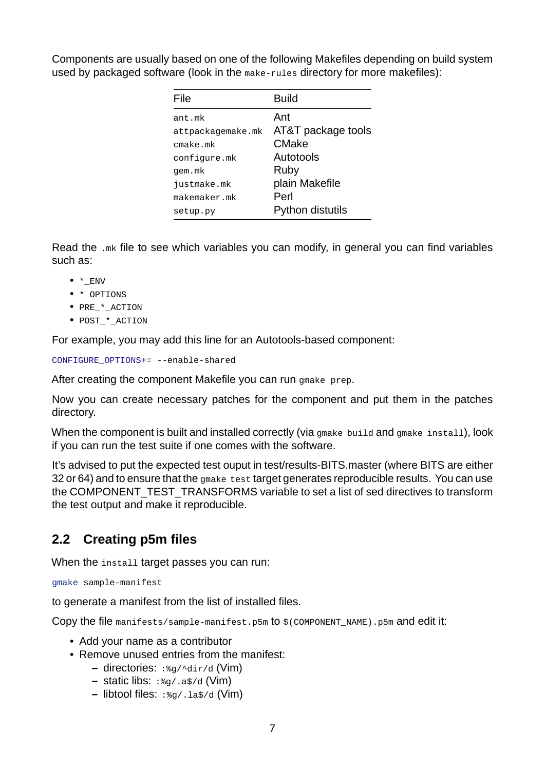Components are usually based on one of the following Makefiles depending on build system used by packaged software (look in the `make-rules` directory for more makefiles):

| File | Build |
| --- | --- |
| `ant.mk` | Ant |
| `attpackagemake.mk` | AT&T package tools |
| `cmake.mk` | CMake |
| `configure.mk` | Autotools |
| `gem.mk` | Ruby |
| `justmake.mk` | plain Makefile |
| `makemaker.mk` | Perl |
| `setup.py` | Python distutils |

Read the `.mk` file to see which variables you can modify, in general you can find variables such as:

- `*_ENV`
- `*_OPTIONS`
- `PRE_*_ACTION`
- `POST_*_ACTION`

For example, you may add this line for an Autotools-based component:

```
CONFIGURE_OPTIONS+= --enable-shared
```

After creating the component Makefile you can run `gmake prep`.

Now you can create necessary patches for the component and put them in the patches directory.

When the component is built and installed correctly (via `gmake build` and `gmake install`), look if you can run the test suite if one comes with the software.

It's advised to put the expected test ouput in test/results-BITS.master (where BITS are either 32 or 64) and to ensure that the `gmake test` target generates reproducible results. You can use the COMPONENT_TEST_TRANSFORMS variable to set a list of sed directives to transform the test output and make it reproducible.

## 2.2 Creating p5m files

When the `install` target passes you can run:

```
gmake sample-manifest
```

to generate a manifest from the list of installed files.

Copy the file `manifests/sample-manifest.p5m` to `$(COMPONENT_NAME).p5m` and edit it:

- Add your name as a contributor
- Remove unused entries from the manifest:
  - directories: `:%g/^dir/d` (Vim)
  - static libs: `:%g/.a$/d` (Vim)
  - libtool files: `:%g/.la$/d` (Vim)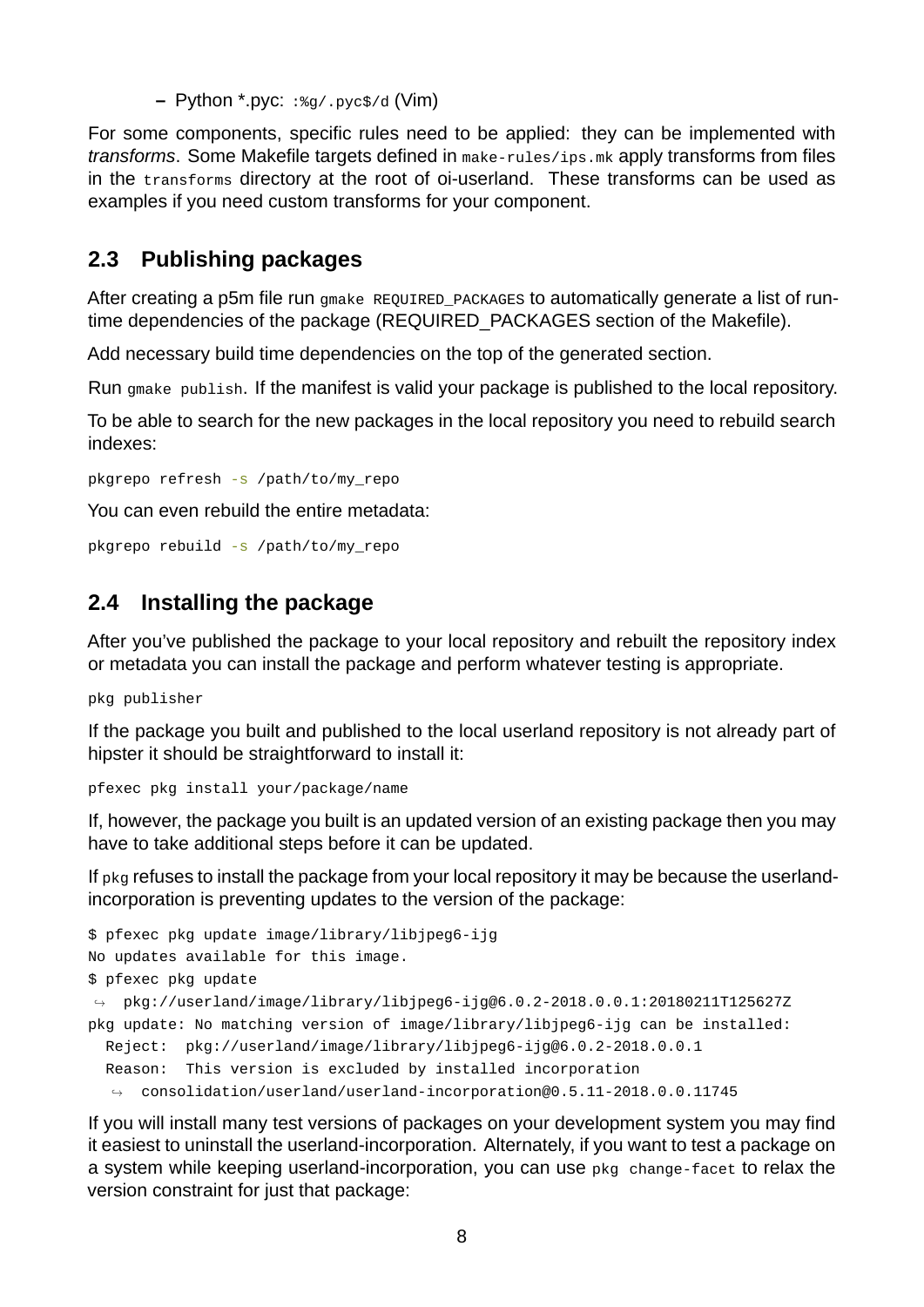- Python *.pyc: `:%g/.pyc$/d` (Vim)

For some components, specific rules need to be applied: they can be implemented with *transforms*. Some Makefile targets defined in `make-rules/ips.mk` apply transforms from files in the `transforms` directory at the root of oi-userland. These transforms can be used as examples if you need custom transforms for your component.

## 2.3 Publishing packages

After creating a p5m file run `gmake REQUIRED_PACKAGES` to automatically generate a list of run-time dependencies of the package (REQUIRED_PACKAGES section of the Makefile).

Add necessary build time dependencies on the top of the generated section.

Run `gmake publish`. If the manifest is valid your package is published to the local repository.

To be able to search for the new packages in the local repository you need to rebuild search indexes:

```
pkgrepo refresh -s /path/to/my_repo
```

You can even rebuild the entire metadata:

```
pkgrepo rebuild -s /path/to/my_repo
```

## 2.4 Installing the package

After you've published the package to your local repository and rebuilt the repository index or metadata you can install the package and perform whatever testing is appropriate.

```
pkg publisher
```

If the package you built and published to the local userland repository is not already part of hipster it should be straightforward to install it:

```
pfexec pkg install your/package/name
```

If, however, the package you built is an updated version of an existing package then you may have to take additional steps before it can be updated.

If `pkg` refuses to install the package from your local repository it may be because the userland-incorporation is preventing updates to the version of the package:

```
$ pfexec pkg update image/library/libjpeg6-ijg
No updates available for this image.
$ pfexec pkg update
 ↪  pkg://userland/image/library/libjpeg6-ijg@6.0.2-2018.0.0.1:20180211T125627Z
pkg update: No matching version of image/library/libjpeg6-ijg can be installed:
  Reject:  pkg://userland/image/library/libjpeg6-ijg@6.0.2-2018.0.0.1
  Reason:  This version is excluded by installed incorporation
   ↪  consolidation/userland/userland-incorporation@0.5.11-2018.0.0.11745
```

If you will install many test versions of packages on your development system you may find it easiest to uninstall the userland-incorporation. Alternately, if you want to test a package on a system while keeping userland-incorporation, you can use `pkg change-facet` to relax the version constraint for just that package: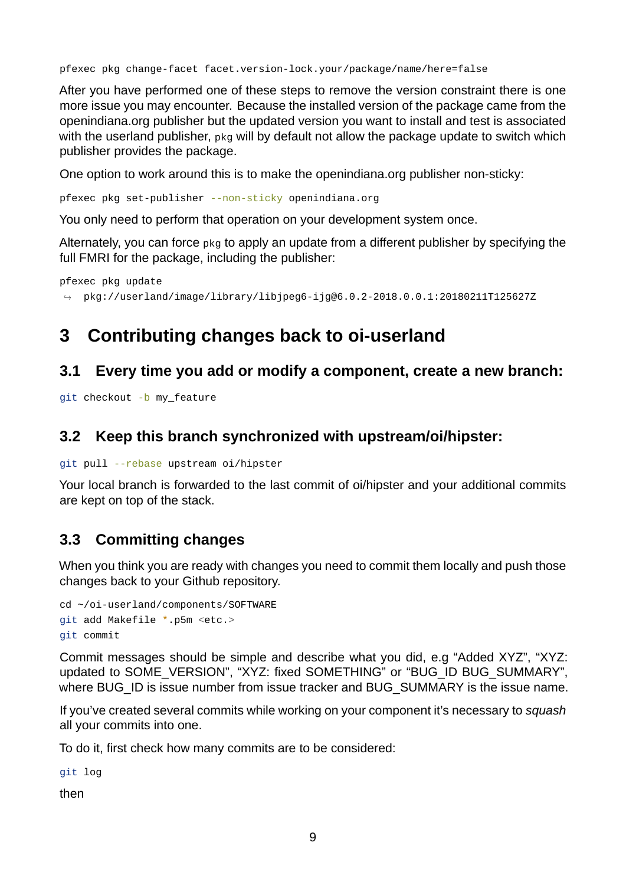```
pfexec pkg change-facet facet.version-lock.your/package/name/here=false
```

After you have performed one of these steps to remove the version constraint there is one more issue you may encounter. Because the installed version of the package came from the openindiana.org publisher but the updated version you want to install and test is associated with the userland publisher, `pkg` will by default not allow the package update to switch which publisher provides the package.

One option to work around this is to make the openindiana.org publisher non-sticky:

```
pfexec pkg set-publisher --non-sticky openindiana.org
```

You only need to perform that operation on your development system once.

Alternately, you can force `pkg` to apply an update from a different publisher by specifying the full FMRI for the package, including the publisher:

```
pfexec pkg update
↪ pkg://userland/image/library/libjpeg6-ijg@6.0.2-2018.0.0.1:20180211T125627Z
```

# 3 Contributing changes back to oi-userland

## 3.1 Every time you add or modify a component, create a new branch:

```
git checkout -b my_feature
```

## 3.2 Keep this branch synchronized with upstream/oi/hipster:

```
git pull --rebase upstream oi/hipster
```

Your local branch is forwarded to the last commit of oi/hipster and your additional commits are kept on top of the stack.

## 3.3 Committing changes

When you think you are ready with changes you need to commit them locally and push those changes back to your Github repository.

```
cd ~/oi-userland/components/SOFTWARE
git add Makefile *.p5m <etc.>
git commit
```

Commit messages should be simple and describe what you did, e.g "Added XYZ", "XYZ: updated to SOME_VERSION", "XYZ: fixed SOMETHING" or "BUG_ID BUG_SUMMARY", where BUG_ID is issue number from issue tracker and BUG_SUMMARY is the issue name.

If you've created several commits while working on your component it's necessary to *squash* all your commits into one.

To do it, first check how many commits are to be considered:

```
git log
```

then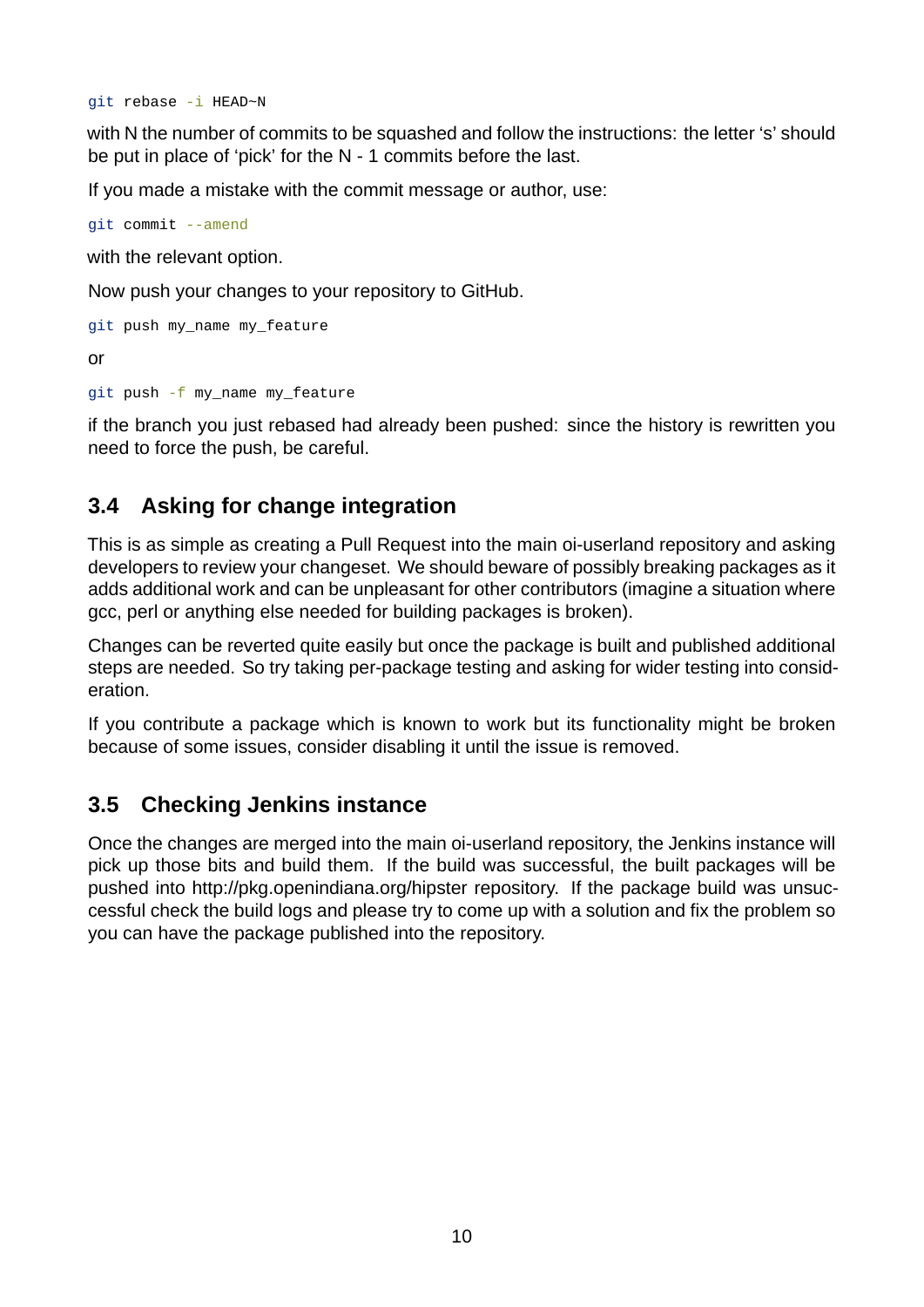```
git rebase -i HEAD~N
```

with N the number of commits to be squashed and follow the instructions: the letter 's' should be put in place of 'pick' for the N - 1 commits before the last.

If you made a mistake with the commit message or author, use:

```
git commit --amend
```

with the relevant option.

Now push your changes to your repository to GitHub.

```
git push my_name my_feature
```

or

```
git push -f my_name my_feature
```

if the branch you just rebased had already been pushed: since the history is rewritten you need to force the push, be careful.

## 3.4 Asking for change integration

This is as simple as creating a Pull Request into the main oi-userland repository and asking developers to review your changeset. We should beware of possibly breaking packages as it adds additional work and can be unpleasant for other contributors (imagine a situation where gcc, perl or anything else needed for building packages is broken).

Changes can be reverted quite easily but once the package is built and published additional steps are needed. So try taking per-package testing and asking for wider testing into consideration.

If you contribute a package which is known to work but its functionality might be broken because of some issues, consider disabling it until the issue is removed.

## 3.5 Checking Jenkins instance

Once the changes are merged into the main oi-userland repository, the Jenkins instance will pick up those bits and build them. If the build was successful, the built packages will be pushed into http://pkg.openindiana.org/hipster repository. If the package build was unsuccessful check the build logs and please try to come up with a solution and fix the problem so you can have the package published into the repository.